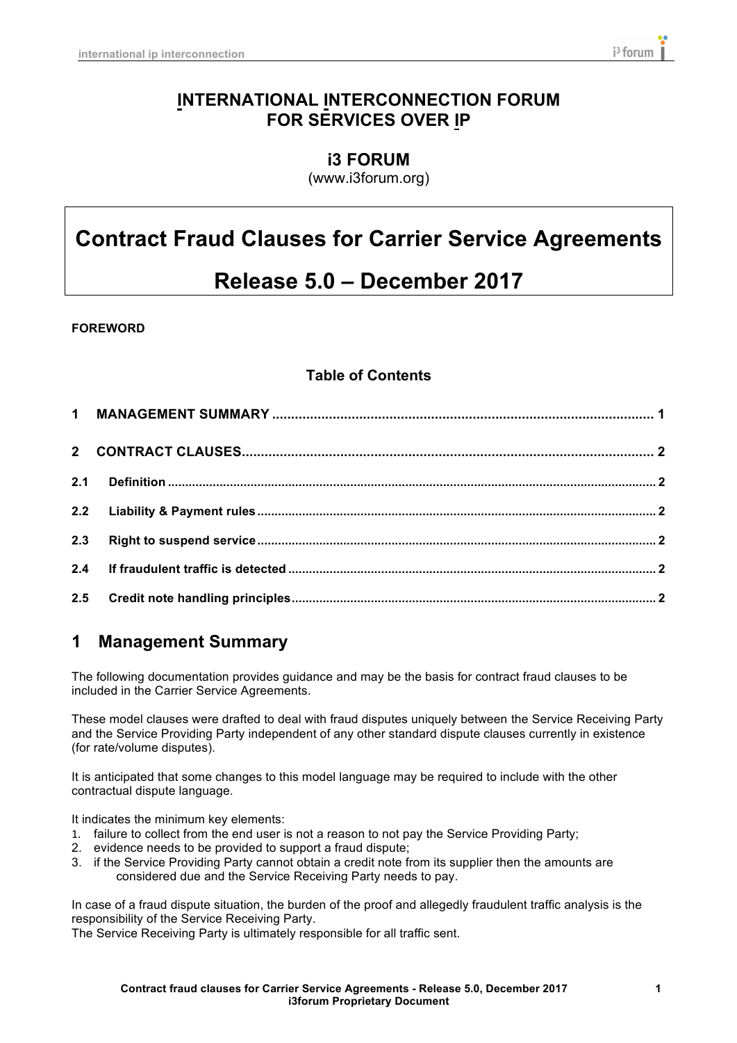# INTERNATIONAL INTERCONNECTION FORUM FOR SERVICES OVER IP

## i3 FORUM

(www.i3forum.org)

# Contract Fraud Clauses for Carrier Service Agreements

# Release 5.0 – December 2017

**FOREWORD**

### Table of Contents

| | | |
|---|---|---|
| **1** | **MANAGEMENT SUMMARY** | **1** |
| **2** | **CONTRACT CLAUSES** | **2** |
| **2.1** | **Definition** | **2** |
| **2.2** | **Liability & Payment rules** | **2** |
| **2.3** | **Right to suspend service** | **2** |
| **2.4** | **If fraudulent traffic is detected** | **2** |
| **2.5** | **Credit note handling principles** | **2** |

## 1 Management Summary

The following documentation provides guidance and may be the basis for contract fraud clauses to be included in the Carrier Service Agreements.

These model clauses were drafted to deal with fraud disputes uniquely between the Service Receiving Party and the Service Providing Party independent of any other standard dispute clauses currently in existence (for rate/volume disputes).

It is anticipated that some changes to this model language may be required to include with the other contractual dispute language.

It indicates the minimum key elements:

1. failure to collect from the end user is not a reason to not pay the Service Providing Party;
2. evidence needs to be provided to support a fraud dispute;
3. if the Service Providing Party cannot obtain a credit note from its supplier then the amounts are considered due and the Service Receiving Party needs to pay.

In case of a fraud dispute situation, the burden of the proof and allegedly fraudulent traffic analysis is the responsibility of the Service Receiving Party.
The Service Receiving Party is ultimately responsible for all traffic sent.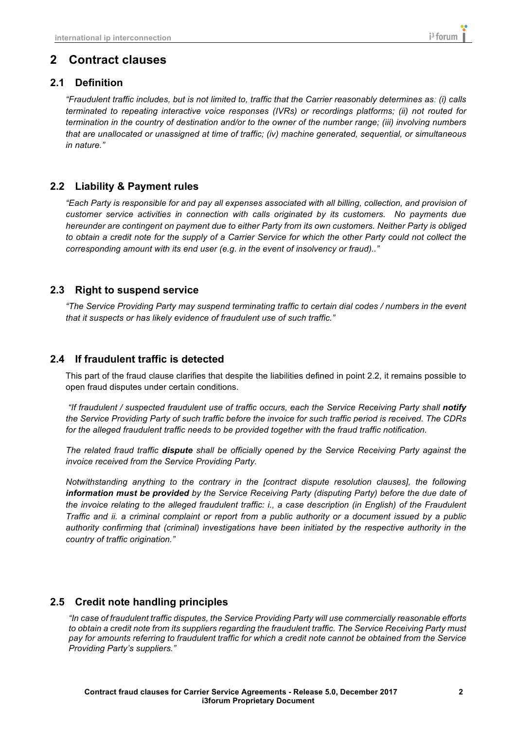# 2 Contract clauses

## 2.1 Definition

*"Fraudulent traffic includes, but is not limited to, traffic that the Carrier reasonably determines as: (i) calls terminated to repeating interactive voice responses (IVRs) or recordings platforms; (ii) not routed for termination in the country of destination and/or to the owner of the number range; (iii) involving numbers that are unallocated or unassigned at time of traffic; (iv) machine generated, sequential, or simultaneous in nature."*

## 2.2 Liability & Payment rules

*"Each Party is responsible for and pay all expenses associated with all billing, collection, and provision of customer service activities in connection with calls originated by its customers. No payments due hereunder are contingent on payment due to either Party from its own customers. Neither Party is obliged to obtain a credit note for the supply of a Carrier Service for which the other Party could not collect the corresponding amount with its end user (e.g. in the event of insolvency or fraud).."*

## 2.3 Right to suspend service

*"The Service Providing Party may suspend terminating traffic to certain dial codes / numbers in the event that it suspects or has likely evidence of fraudulent use of such traffic."*

## 2.4 If fraudulent traffic is detected

This part of the fraud clause clarifies that despite the liabilities defined in point 2.2, it remains possible to open fraud disputes under certain conditions.

*"If fraudulent / suspected fraudulent use of traffic occurs, each the Service Receiving Party shall* ***notify*** *the Service Providing Party of such traffic before the invoice for such traffic period is received. The CDRs for the alleged fraudulent traffic needs to be provided together with the fraud traffic notification.*

*The related fraud traffic* ***dispute*** *shall be officially opened by the Service Receiving Party against the invoice received from the Service Providing Party.*

*Notwithstanding anything to the contrary in the [contract dispute resolution clauses], the following* ***information must be provided*** *by the Service Receiving Party (disputing Party) before the due date of the invoice relating to the alleged fraudulent traffic: i., a case description (in English) of the Fraudulent Traffic and ii. a criminal complaint or report from a public authority or a document issued by a public authority confirming that (criminal) investigations have been initiated by the respective authority in the country of traffic origination."*

## 2.5 Credit note handling principles

*"In case of fraudulent traffic disputes, the Service Providing Party will use commercially reasonable efforts to obtain a credit note from its suppliers regarding the fraudulent traffic. The Service Receiving Party must pay for amounts referring to fraudulent traffic for which a credit note cannot be obtained from the Service Providing Party's suppliers."*